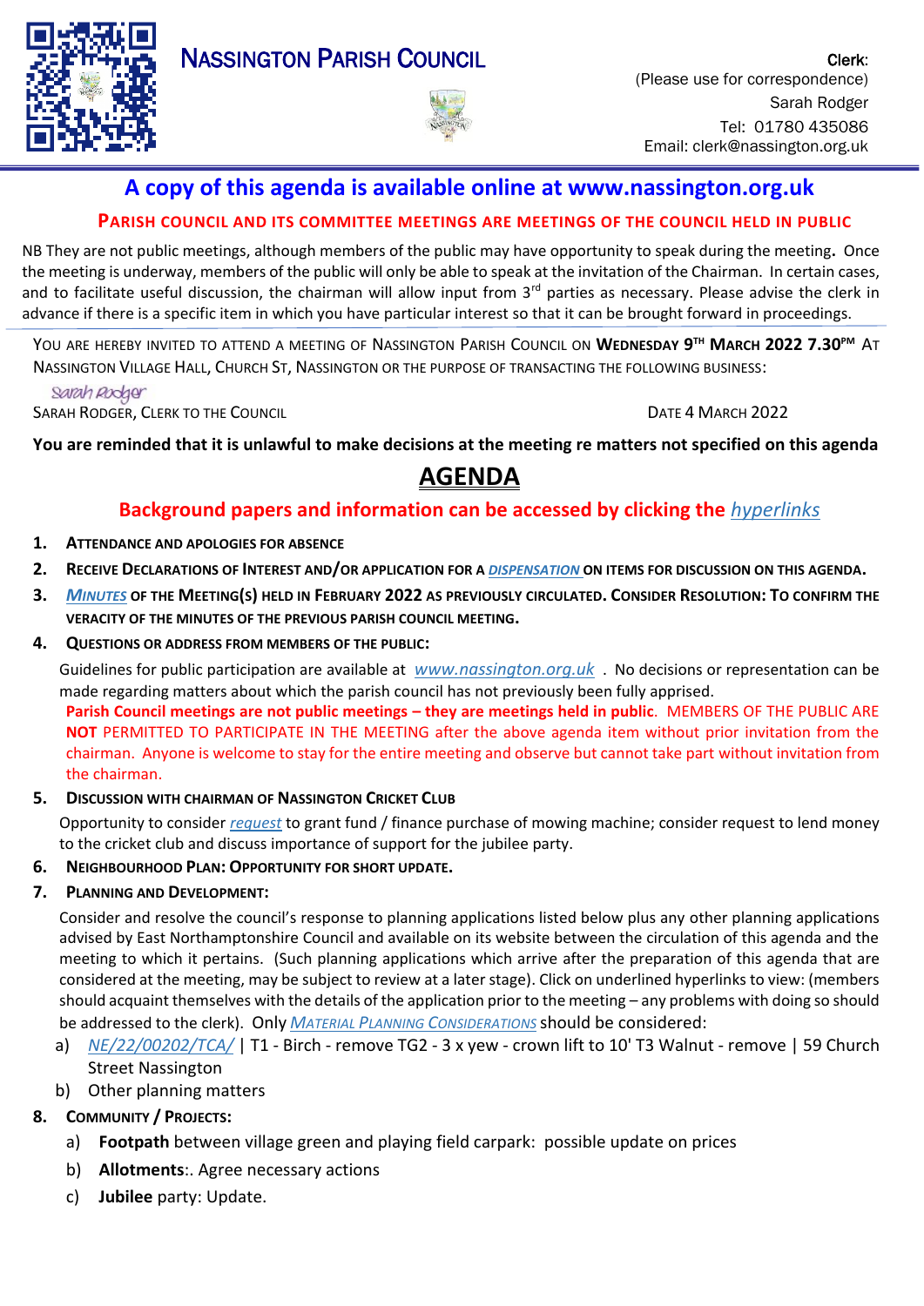# NASSINGTON PARISH COUNCIL

**Clerk:**
(Please use for correspondence)
Sarah Rodger
Tel: 01780 435086
Email: clerk@nassington.org.uk

## A copy of this agenda is available online at www.nassington.org.uk

**PARISH COUNCIL AND ITS COMMITTEE MEETINGS ARE MEETINGS OF THE COUNCIL HELD IN PUBLIC**

NB They are not public meetings, although members of the public may have opportunity to speak during the meeting. Once the meeting is underway, members of the public will only be able to speak at the invitation of the Chairman. In certain cases, and to facilitate useful discussion, the chairman will allow input from 3rd parties as necessary. Please advise the clerk in advance if there is a specific item in which you have particular interest so that it can be brought forward in proceedings.

YOU ARE HEREBY INVITED TO ATTEND A MEETING OF NASSINGTON PARISH COUNCIL ON **WEDNESDAY 9TH MARCH 2022 7.30PM** AT NASSINGTON VILLAGE HALL, CHURCH ST, NASSINGTON OR THE PURPOSE OF TRANSACTING THE FOLLOWING BUSINESS:

*Sarah Rodger*
SARAH RODGER, CLERK TO THE COUNCIL — DATE 4 MARCH 2022

**You are reminded that it is unlawful to make decisions at the meeting re matters not specified on this agenda**

# AGENDA

**Background papers and information can be accessed by clicking the *hyperlinks***

1. **ATTENDANCE AND APOLOGIES FOR ABSENCE**
2. **RECEIVE DECLARATIONS OF INTEREST AND/OR APPLICATION FOR A *DISPENSATION* ON ITEMS FOR DISCUSSION ON THIS AGENDA.**
3. ***MINUTES* OF THE MEETING(S) HELD IN FEBRUARY 2022 AS PREVIOUSLY CIRCULATED. CONSIDER RESOLUTION: TO CONFIRM THE VERACITY OF THE MINUTES OF THE PREVIOUS PARISH COUNCIL MEETING.**
4. **QUESTIONS OR ADDRESS FROM MEMBERS OF THE PUBLIC:**

   Guidelines for public participation are available at *www.nassington.org.uk* . No decisions or representation can be made regarding matters about which the parish council has not previously been fully apprised.
   **Parish Council meetings are not public meetings – they are meetings held in public**. MEMBERS OF THE PUBLIC ARE **NOT** PERMITTED TO PARTICIPATE IN THE MEETING after the above agenda item without prior invitation from the chairman. Anyone is welcome to stay for the entire meeting and observe but cannot take part without invitation from the chairman.
5. **DISCUSSION WITH CHAIRMAN OF NASSINGTON CRICKET CLUB**

   Opportunity to consider *request* to grant fund / finance purchase of mowing machine; consider request to lend money to the cricket club and discuss importance of support for the jubilee party.
6. **NEIGHBOURHOOD PLAN: OPPORTUNITY FOR SHORT UPDATE.**
7. **PLANNING AND DEVELOPMENT:**

   Consider and resolve the council's response to planning applications listed below plus any other planning applications advised by East Northamptonshire Council and available on its website between the circulation of this agenda and the meeting to which it pertains. (Such planning applications which arrive after the preparation of this agenda that are considered at the meeting, may be subject to review at a later stage). Click on underlined hyperlinks to view: (members should acquaint themselves with the details of the application prior to the meeting – any problems with doing so should be addressed to the clerk). Only *MATERIAL PLANNING CONSIDERATIONS* should be considered:
   a) *NE/22/00202/TCA/* | T1 - Birch - remove TG2 - 3 x yew - crown lift to 10' T3 Walnut - remove | 59 Church Street Nassington
   b) Other planning matters
8. **COMMUNITY / PROJECTS:**
   a) **Footpath** between village green and playing field carpark: possible update on prices
   b) **Allotments**:. Agree necessary actions
   c) **Jubilee** party: Update.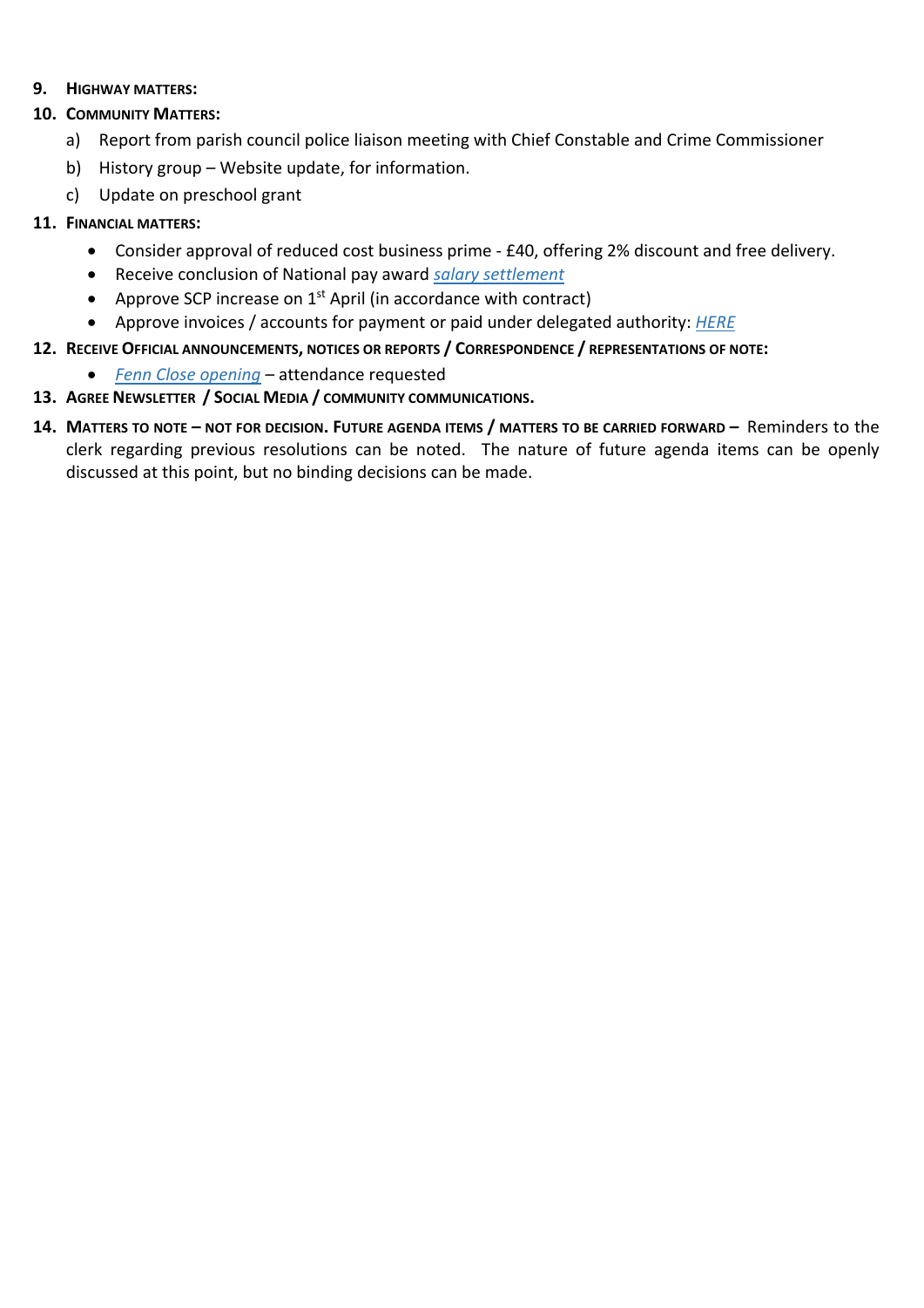9. **HIGHWAY MATTERS:**
10. **COMMUNITY MATTERS:**
    a) Report from parish council police liaison meeting with Chief Constable and Crime Commissioner
    b) History group – Website update, for information.
    c) Update on preschool grant
11. **FINANCIAL MATTERS:**
    - Consider approval of reduced cost business prime - £40, offering 2% discount and free delivery.
    - Receive conclusion of National pay award *salary settlement*
    - Approve SCP increase on 1st April (in accordance with contract)
    - Approve invoices / accounts for payment or paid under delegated authority: *HERE*
12. **RECEIVE OFFICIAL ANNOUNCEMENTS, NOTICES OR REPORTS / CORRESPONDENCE / REPRESENTATIONS OF NOTE:**
    - *Fenn Close opening* – attendance requested
13. **AGREE NEWSLETTER / SOCIAL MEDIA / COMMUNITY COMMUNICATIONS.**
14. **MATTERS TO NOTE – NOT FOR DECISION. FUTURE AGENDA ITEMS / MATTERS TO BE CARRIED FORWARD –** Reminders to the clerk regarding previous resolutions can be noted. The nature of future agenda items can be openly discussed at this point, but no binding decisions can be made.